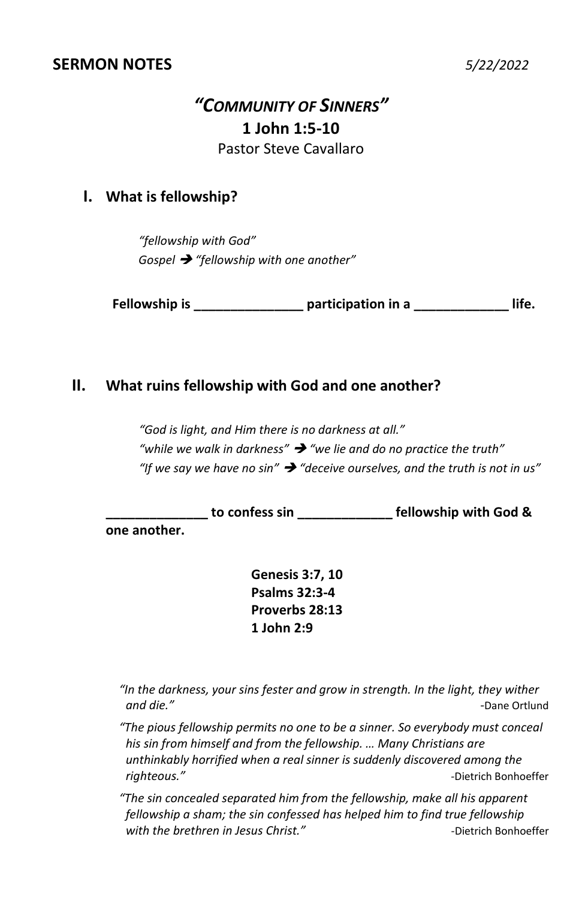**SERMON NOTES** *5/22/2022*

# *"Community of Sinners"*

## 1 John 1:5-10

Pastor Steve Cavallaro

## I. What is fellowship?

*"fellowship with God"*
*Gospel* ➔ *"fellowship with one another"*

**Fellowship is _______________ participation in a _____________ life.**

## II. What ruins fellowship with God and one another?

*"God is light, and Him there is no darkness at all."*
*"while we walk in darkness"* ➔ *"we lie and do no practice the truth"*
*"If we say we have no sin"* ➔ *"deceive ourselves, and the truth is not in us"*

**______________ to confess sin _____________ fellowship with God & one another.**

**Genesis 3:7, 10**
**Psalms 32:3-4**
**Proverbs 28:13**
**1 John 2:9**

*"In the darkness, your sins fester and grow in strength. In the light, they wither and die."* -Dane Ortlund

*"The pious fellowship permits no one to be a sinner. So everybody must conceal his sin from himself and from the fellowship. … Many Christians are unthinkably horrified when a real sinner is suddenly discovered among the righteous."* -Dietrich Bonhoeffer

*"The sin concealed separated him from the fellowship, make all his apparent fellowship a sham; the sin confessed has helped him to find true fellowship with the brethren in Jesus Christ."* -Dietrich Bonhoeffer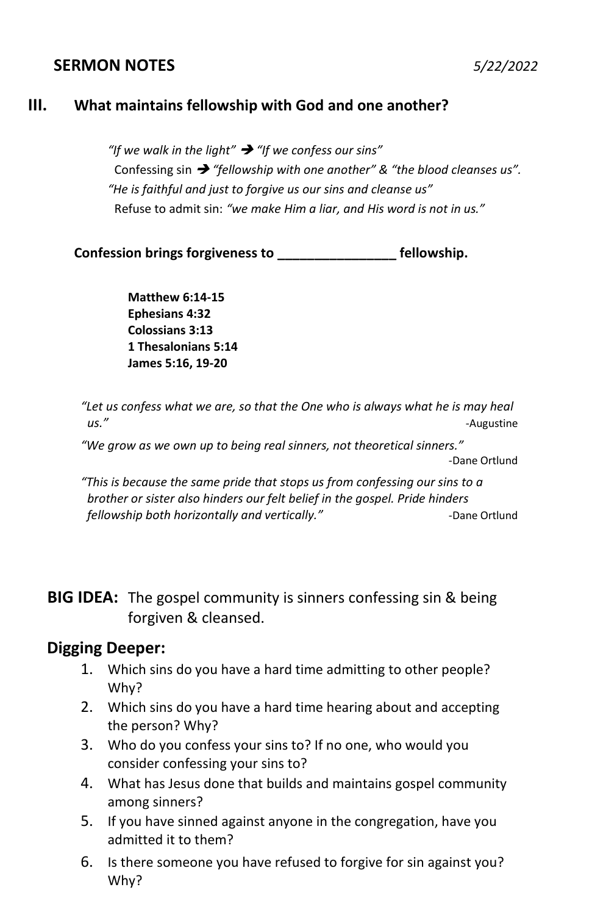## SERMON NOTES

*5/22/2022*

### III. What maintains fellowship with God and one another?

*"If we walk in the light"* ➔ *"If we confess our sins"*

Confessing sin ➔ *"fellowship with one another" & "the blood cleanses us".*

*"He is faithful and just to forgive us our sins and cleanse us"*

Refuse to admit sin: *"we make Him a liar, and His word is not in us."*

**Confession brings forgiveness to ________________ fellowship.**

**Matthew 6:14-15**
**Ephesians 4:32**
**Colossians 3:13**
**1 Thesalonians 5:14**
**James 5:16, 19-20**

*"Let us confess what we are, so that the One who is always what he is may heal us."* -Augustine

*"We grow as we own up to being real sinners, not theoretical sinners."* -Dane Ortlund

*"This is because the same pride that stops us from confessing our sins to a brother or sister also hinders our felt belief in the gospel. Pride hinders fellowship both horizontally and vertically."* -Dane Ortlund

**BIG IDEA:** The gospel community is sinners confessing sin & being forgiven & cleansed.

## Digging Deeper:

1. Which sins do you have a hard time admitting to other people? Why?
2. Which sins do you have a hard time hearing about and accepting the person? Why?
3. Who do you confess your sins to? If no one, who would you consider confessing your sins to?
4. What has Jesus done that builds and maintains gospel community among sinners?
5. If you have sinned against anyone in the congregation, have you admitted it to them?
6. Is there someone you have refused to forgive for sin against you? Why?